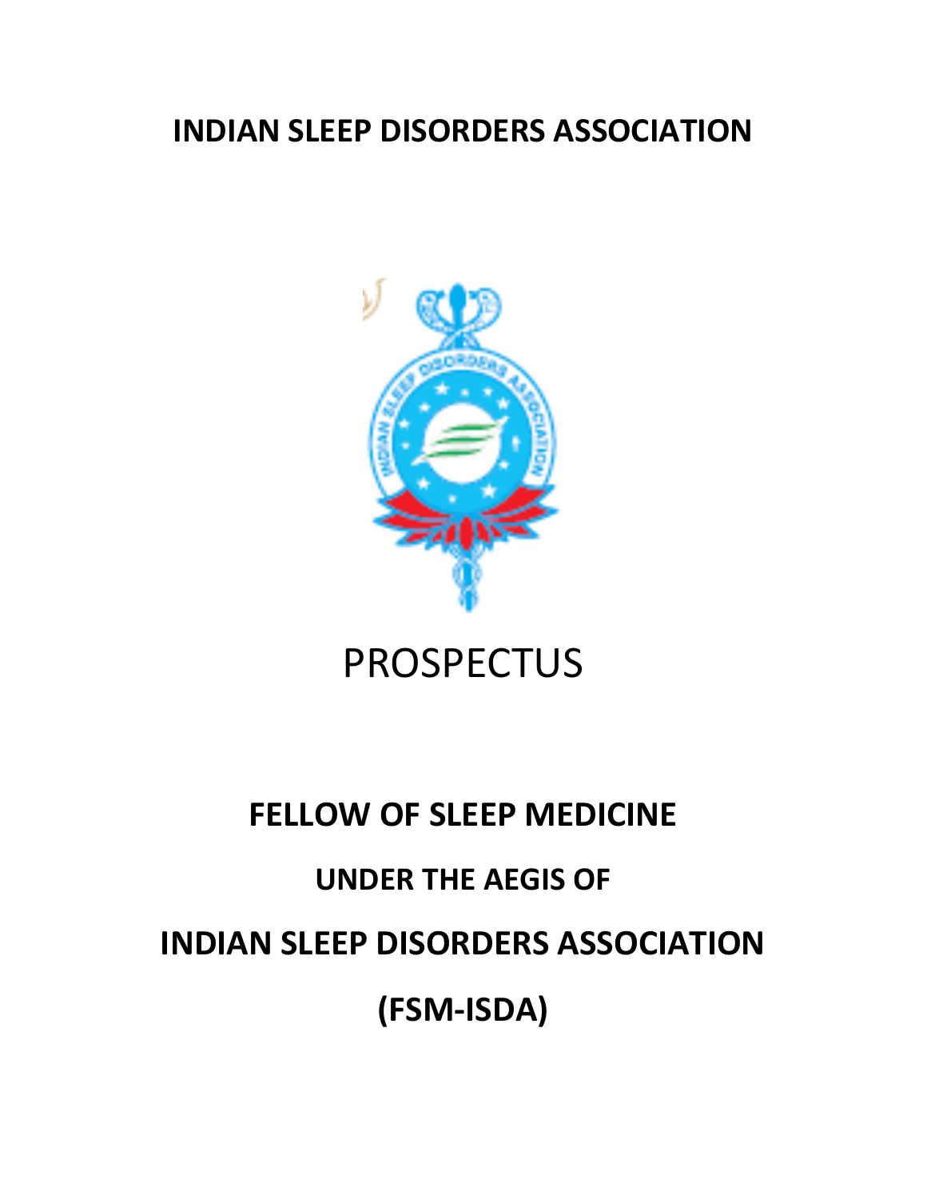# INDIAN SLEEP DISORDERS ASSOCIATION

PROSPECTUS

## FELLOW OF SLEEP MEDICINE

## UNDER THE AEGIS OF

## INDIAN SLEEP DISORDERS ASSOCIATION

## (FSM-ISDA)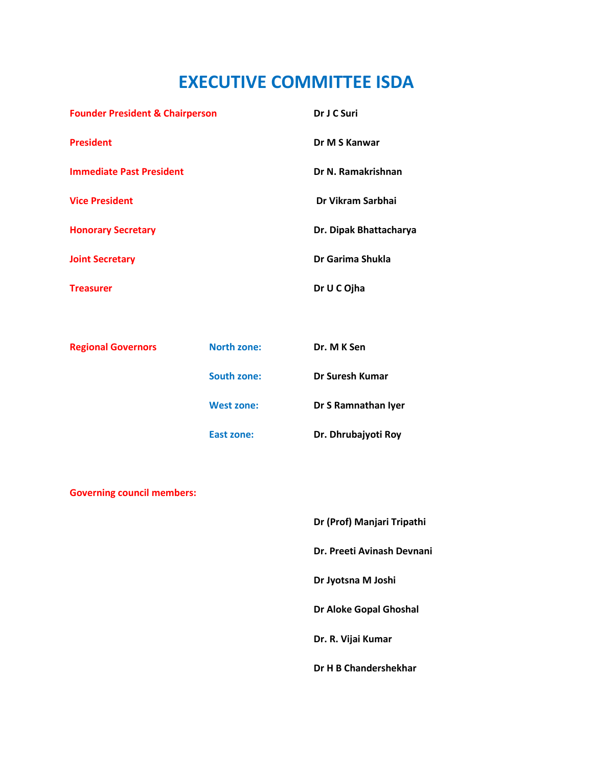# EXECUTIVE COMMITTEE ISDA

| | |
|---|---|
| **Founder President & Chairperson** | **Dr J C Suri** |
| **President** | **Dr M S Kanwar** |
| **Immediate Past President** | **Dr N. Ramakrishnan** |
| **Vice President** | **Dr Vikram Sarbhai** |
| **Honorary Secretary** | **Dr. Dipak Bhattacharya** |
| **Joint Secretary** | **Dr Garima Shukla** |
| **Treasurer** | **Dr U C Ojha** |

| | | |
|---|---|---|
| **Regional Governors** | **North zone:** | **Dr. M K Sen** |
| | **South zone:** | **Dr Suresh Kumar** |
| | **West zone:** | **Dr S Ramnathan Iyer** |
| | **East zone:** | **Dr. Dhrubajyoti Roy** |

**Governing council members:**

**Dr (Prof) Manjari Tripathi**

**Dr. Preeti Avinash Devnani**

**Dr Jyotsna M Joshi**

**Dr Aloke Gopal Ghoshal**

**Dr. R. Vijai Kumar**

**Dr H B Chandershekhar**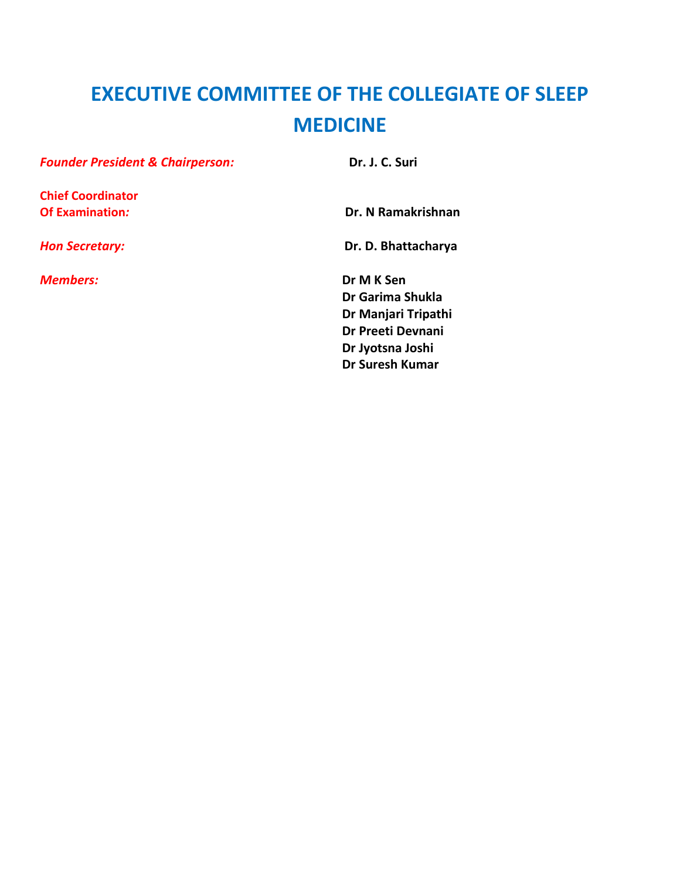# EXECUTIVE COMMITTEE OF THE COLLEGIATE OF SLEEP MEDICINE

***Founder President & Chairperson:*** **Dr. J. C. Suri**

**Chief Coordinator Of Examination*:*** **Dr. N Ramakrishnan**

***Hon Secretary:*** **Dr. D. Bhattacharya**

***Members:***

**Dr M K Sen**
**Dr Garima Shukla**
**Dr Manjari Tripathi**
**Dr Preeti Devnani**
**Dr Jyotsna Joshi**
**Dr Suresh Kumar**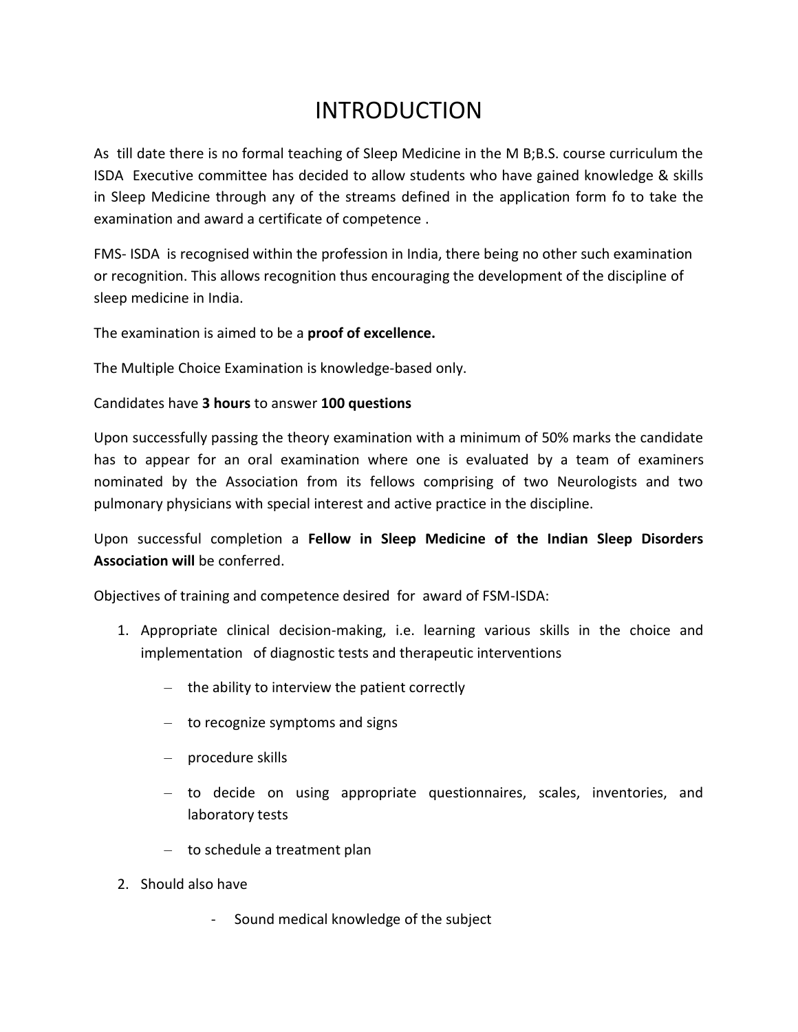# INTRODUCTION

As till date there is no formal teaching of Sleep Medicine in the M B;B.S. course curriculum the ISDA Executive committee has decided to allow students who have gained knowledge & skills in Sleep Medicine through any of the streams defined in the application form fo to take the examination and award a certificate of competence .

FMS- ISDA is recognised within the profession in India, there being no other such examination or recognition. This allows recognition thus encouraging the development of the discipline of sleep medicine in India.

The examination is aimed to be a **proof of excellence.**

The Multiple Choice Examination is knowledge-based only.

Candidates have **3 hours** to answer **100 questions**

Upon successfully passing the theory examination with a minimum of 50% marks the candidate has to appear for an oral examination where one is evaluated by a team of examiners nominated by the Association from its fellows comprising of two Neurologists and two pulmonary physicians with special interest and active practice in the discipline.

Upon successful completion a **Fellow in Sleep Medicine of the Indian Sleep Disorders Association will** be conferred.

Objectives of training and competence desired for award of FSM-ISDA:

1. Appropriate clinical decision-making, i.e. learning various skills in the choice and implementation of diagnostic tests and therapeutic interventions
   - the ability to interview the patient correctly
   - to recognize symptoms and signs
   - procedure skills
   - to decide on using appropriate questionnaires, scales, inventories, and laboratory tests
   - to schedule a treatment plan
2. Should also have
   - Sound medical knowledge of the subject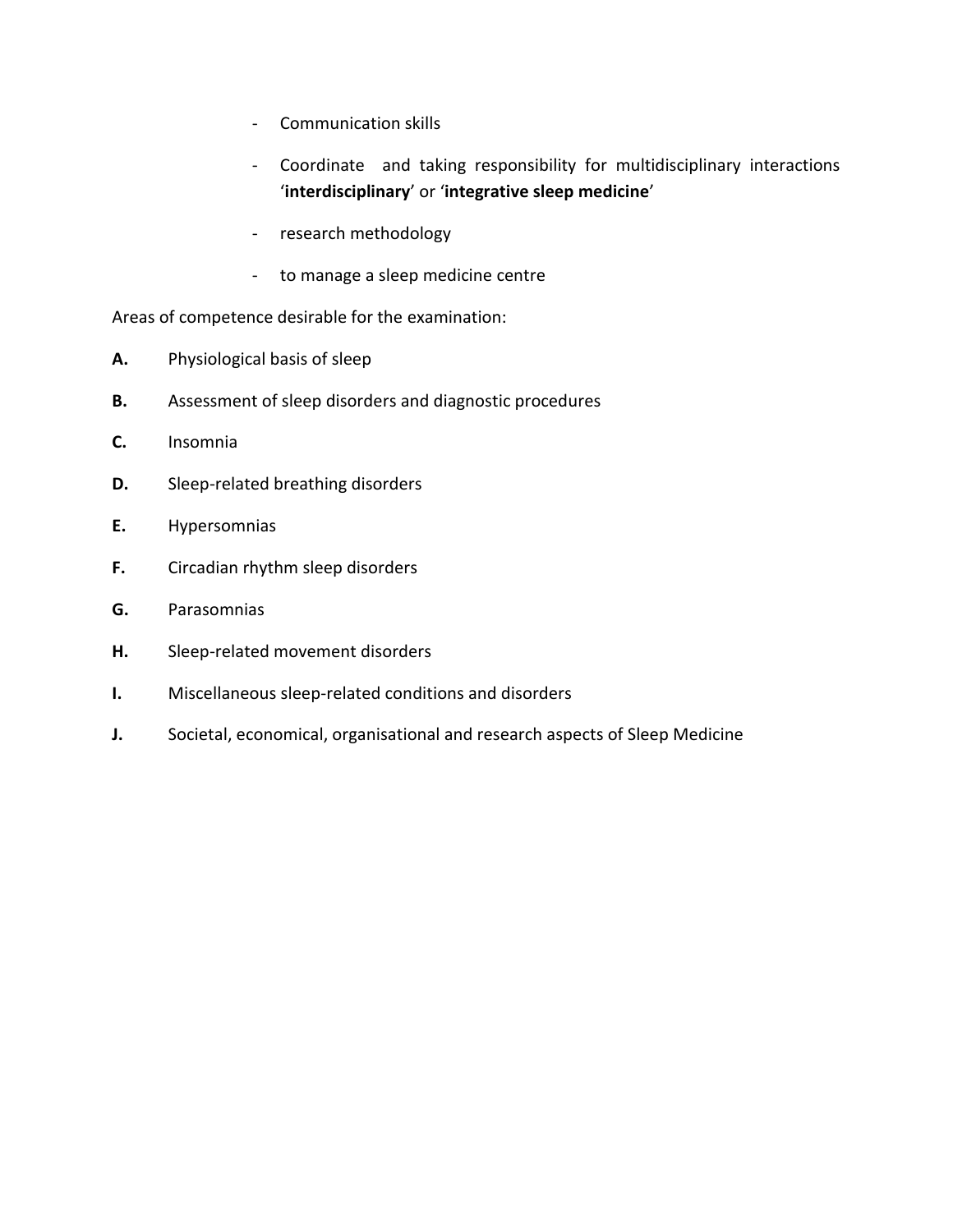- Communication skills
- Coordinate and taking responsibility for multidisciplinary interactions '**interdisciplinary**' or '**integrative sleep medicine**'
- research methodology
- to manage a sleep medicine centre

Areas of competence desirable for the examination:

**A.** Physiological basis of sleep

**B.** Assessment of sleep disorders and diagnostic procedures

**C.** Insomnia

**D.** Sleep-related breathing disorders

**E.** Hypersomnias

**F.** Circadian rhythm sleep disorders

**G.** Parasomnias

**H.** Sleep-related movement disorders

**I.** Miscellaneous sleep-related conditions and disorders

**J.** Societal, economical, organisational and research aspects of Sleep Medicine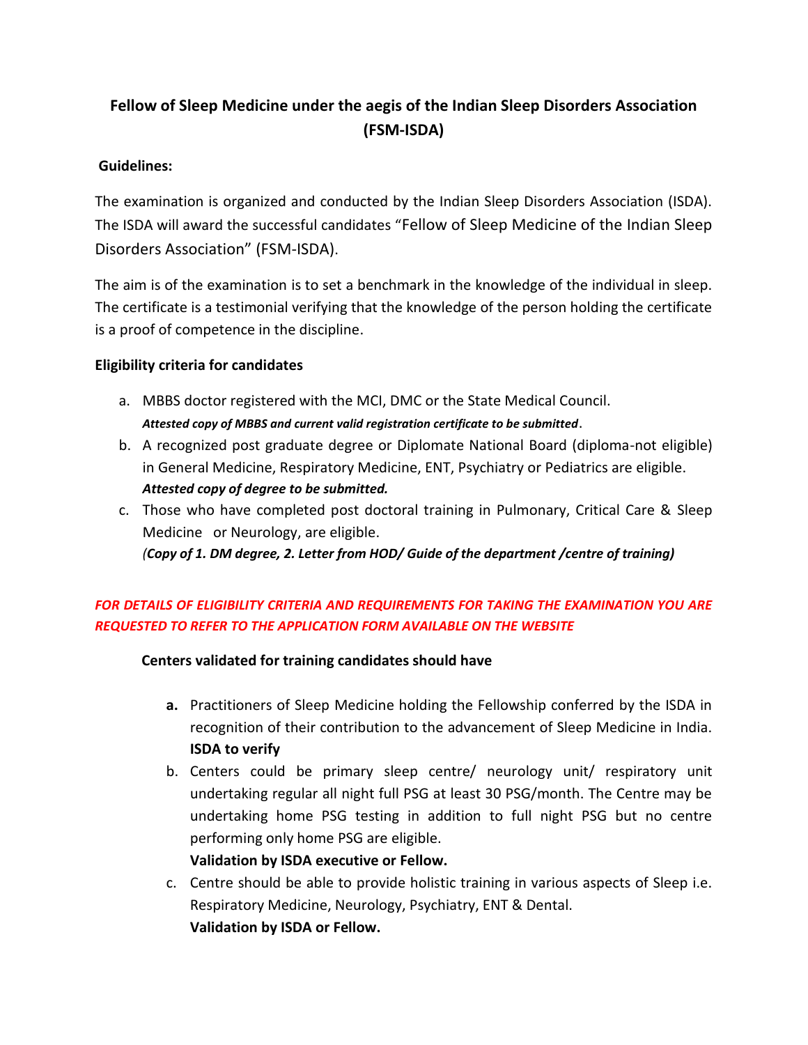# Fellow of Sleep Medicine under the aegis of the Indian Sleep Disorders Association (FSM-ISDA)

**Guidelines:**

The examination is organized and conducted by the Indian Sleep Disorders Association (ISDA). The ISDA will award the successful candidates "Fellow of Sleep Medicine of the Indian Sleep Disorders Association" (FSM-ISDA).

The aim is of the examination is to set a benchmark in the knowledge of the individual in sleep. The certificate is a testimonial verifying that the knowledge of the person holding the certificate is a proof of competence in the discipline.

**Eligibility criteria for candidates**

a. MBBS doctor registered with the MCI, DMC or the State Medical Council.
   ***Attested copy of MBBS and current valid registration certificate to be submitted***.
b. A recognized post graduate degree or Diplomate National Board (diploma-not eligible) in General Medicine, Respiratory Medicine, ENT, Psychiatry or Pediatrics are eligible.
   ***Attested copy of degree to be submitted.***
c. Those who have completed post doctoral training in Pulmonary, Critical Care & Sleep Medicine or Neurology, are eligible.
   ***(Copy of 1. DM degree, 2. Letter from HOD/ Guide of the department /centre of training)***

***FOR DETAILS OF ELIGIBILITY CRITERIA AND REQUIREMENTS FOR TAKING THE EXAMINATION YOU ARE REQUESTED TO REFER TO THE APPLICATION FORM AVAILABLE ON THE WEBSITE***

**Centers validated for training candidates should have**

**a.** Practitioners of Sleep Medicine holding the Fellowship conferred by the ISDA in recognition of their contribution to the advancement of Sleep Medicine in India.
   **ISDA to verify**

b. Centers could be primary sleep centre/ neurology unit/ respiratory unit undertaking regular all night full PSG at least 30 PSG/month. The Centre may be undertaking home PSG testing in addition to full night PSG but no centre performing only home PSG are eligible.
   **Validation by ISDA executive or Fellow.**

c. Centre should be able to provide holistic training in various aspects of Sleep i.e. Respiratory Medicine, Neurology, Psychiatry, ENT & Dental.
   **Validation by ISDA or Fellow.**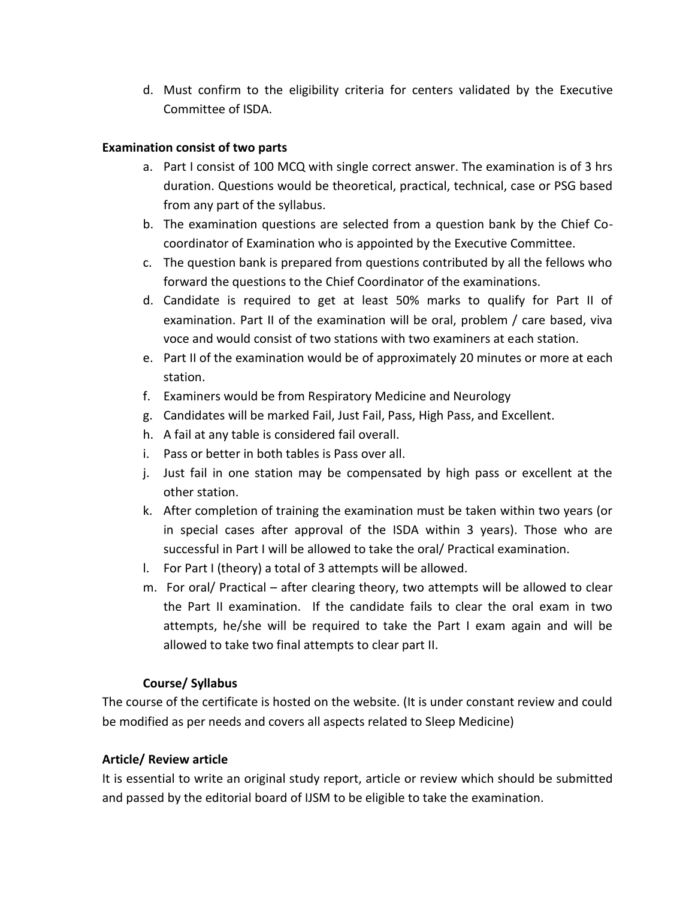d. Must confirm to the eligibility criteria for centers validated by the Executive Committee of ISDA.

**Examination consist of two parts**

a. Part I consist of 100 MCQ with single correct answer. The examination is of 3 hrs duration. Questions would be theoretical, practical, technical, case or PSG based from any part of the syllabus.
b. The examination questions are selected from a question bank by the Chief Co-coordinator of Examination who is appointed by the Executive Committee.
c. The question bank is prepared from questions contributed by all the fellows who forward the questions to the Chief Coordinator of the examinations.
d. Candidate is required to get at least 50% marks to qualify for Part II of examination. Part II of the examination will be oral, problem / care based, viva voce and would consist of two stations with two examiners at each station.
e. Part II of the examination would be of approximately 20 minutes or more at each station.
f. Examiners would be from Respiratory Medicine and Neurology
g. Candidates will be marked Fail, Just Fail, Pass, High Pass, and Excellent.
h. A fail at any table is considered fail overall.
i. Pass or better in both tables is Pass over all.
j. Just fail in one station may be compensated by high pass or excellent at the other station.
k. After completion of training the examination must be taken within two years (or in special cases after approval of the ISDA within 3 years). Those who are successful in Part I will be allowed to take the oral/ Practical examination.
l. For Part I (theory) a total of 3 attempts will be allowed.
m. For oral/ Practical – after clearing theory, two attempts will be allowed to clear the Part II examination. If the candidate fails to clear the oral exam in two attempts, he/she will be required to take the Part I exam again and will be allowed to take two final attempts to clear part II.

**Course/ Syllabus**

The course of the certificate is hosted on the website. (It is under constant review and could be modified as per needs and covers all aspects related to Sleep Medicine)

**Article/ Review article**

It is essential to write an original study report, article or review which should be submitted and passed by the editorial board of IJSM to be eligible to take the examination.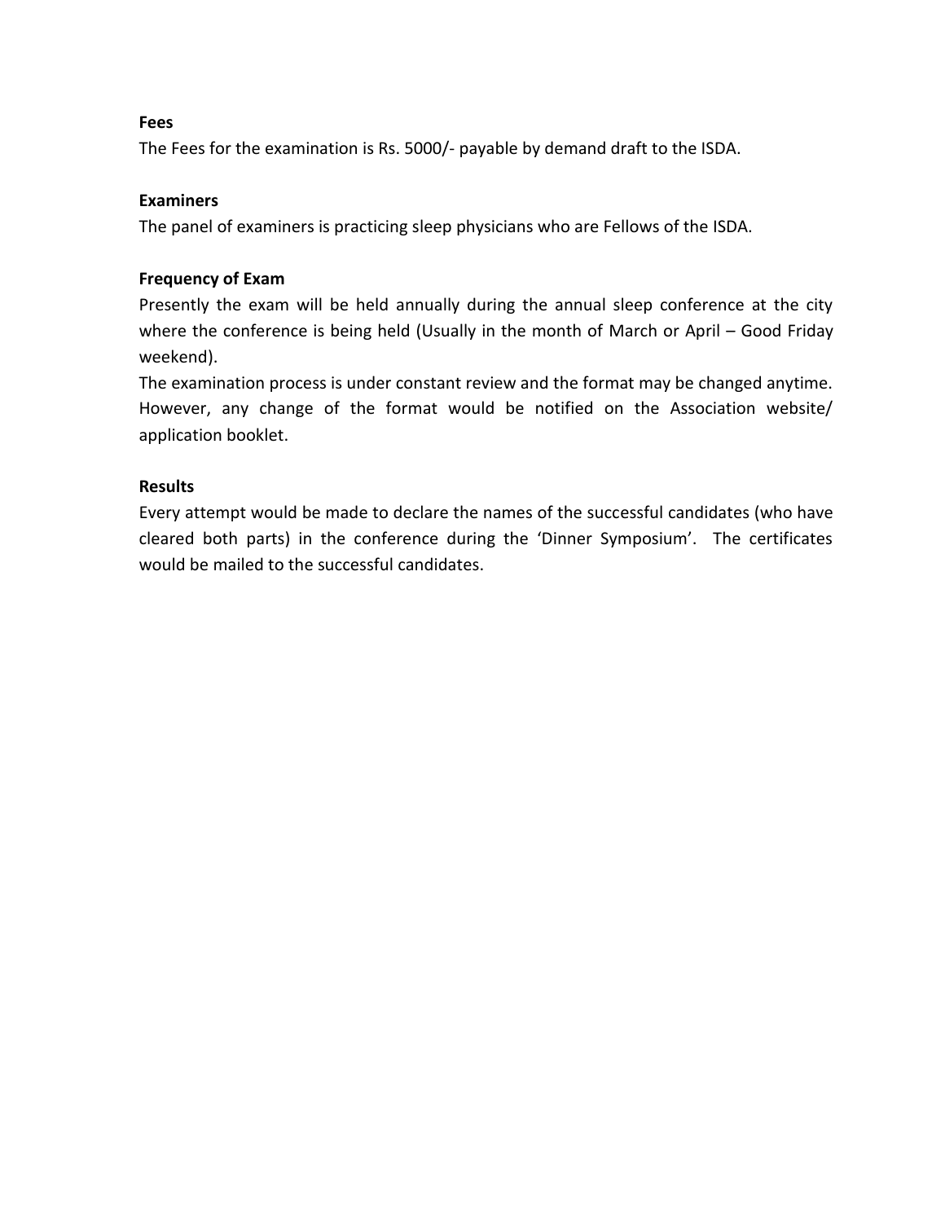**Fees**

The Fees for the examination is Rs. 5000/- payable by demand draft to the ISDA.

**Examiners**

The panel of examiners is practicing sleep physicians who are Fellows of the ISDA.

**Frequency of Exam**

Presently the exam will be held annually during the annual sleep conference at the city where the conference is being held (Usually in the month of March or April – Good Friday weekend).

The examination process is under constant review and the format may be changed anytime. However, any change of the format would be notified on the Association website/ application booklet.

**Results**

Every attempt would be made to declare the names of the successful candidates (who have cleared both parts) in the conference during the 'Dinner Symposium'. The certificates would be mailed to the successful candidates.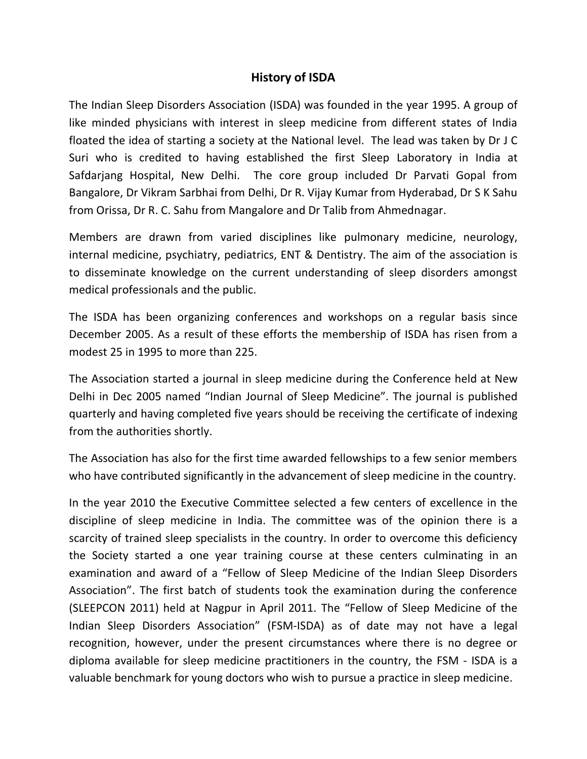# History of ISDA

The Indian Sleep Disorders Association (ISDA) was founded in the year 1995. A group of like minded physicians with interest in sleep medicine from different states of India floated the idea of starting a society at the National level. The lead was taken by Dr J C Suri who is credited to having established the first Sleep Laboratory in India at Safdarjang Hospital, New Delhi. The core group included Dr Parvati Gopal from Bangalore, Dr Vikram Sarbhai from Delhi, Dr R. Vijay Kumar from Hyderabad, Dr S K Sahu from Orissa, Dr R. C. Sahu from Mangalore and Dr Talib from Ahmednagar.

Members are drawn from varied disciplines like pulmonary medicine, neurology, internal medicine, psychiatry, pediatrics, ENT & Dentistry. The aim of the association is to disseminate knowledge on the current understanding of sleep disorders amongst medical professionals and the public.

The ISDA has been organizing conferences and workshops on a regular basis since December 2005. As a result of these efforts the membership of ISDA has risen from a modest 25 in 1995 to more than 225.

The Association started a journal in sleep medicine during the Conference held at New Delhi in Dec 2005 named "Indian Journal of Sleep Medicine". The journal is published quarterly and having completed five years should be receiving the certificate of indexing from the authorities shortly.

The Association has also for the first time awarded fellowships to a few senior members who have contributed significantly in the advancement of sleep medicine in the country.

In the year 2010 the Executive Committee selected a few centers of excellence in the discipline of sleep medicine in India. The committee was of the opinion there is a scarcity of trained sleep specialists in the country. In order to overcome this deficiency the Society started a one year training course at these centers culminating in an examination and award of a "Fellow of Sleep Medicine of the Indian Sleep Disorders Association". The first batch of students took the examination during the conference (SLEEPCON 2011) held at Nagpur in April 2011. The "Fellow of Sleep Medicine of the Indian Sleep Disorders Association" (FSM-ISDA) as of date may not have a legal recognition, however, under the present circumstances where there is no degree or diploma available for sleep medicine practitioners in the country, the FSM - ISDA is a valuable benchmark for young doctors who wish to pursue a practice in sleep medicine.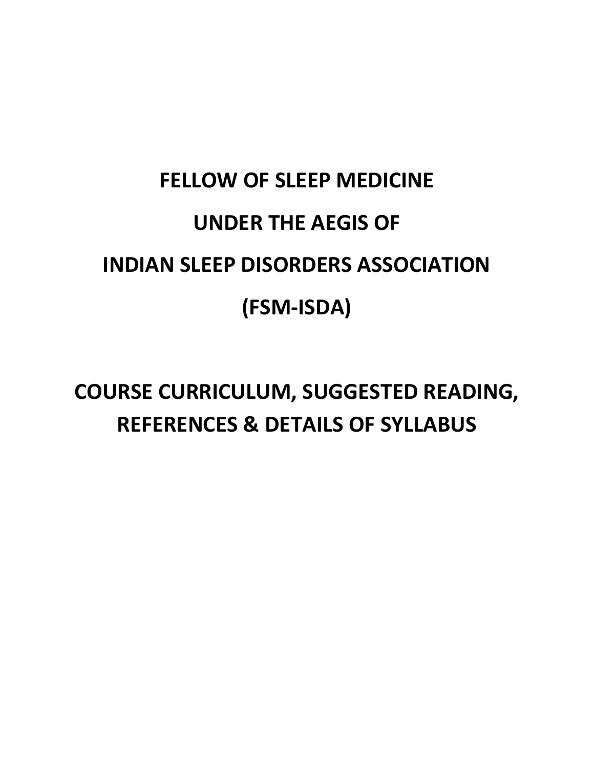# FELLOW OF SLEEP MEDICINE

# UNDER THE AEGIS OF

# INDIAN SLEEP DISORDERS ASSOCIATION

# (FSM-ISDA)

## COURSE CURRICULUM, SUGGESTED READING, REFERENCES & DETAILS OF SYLLABUS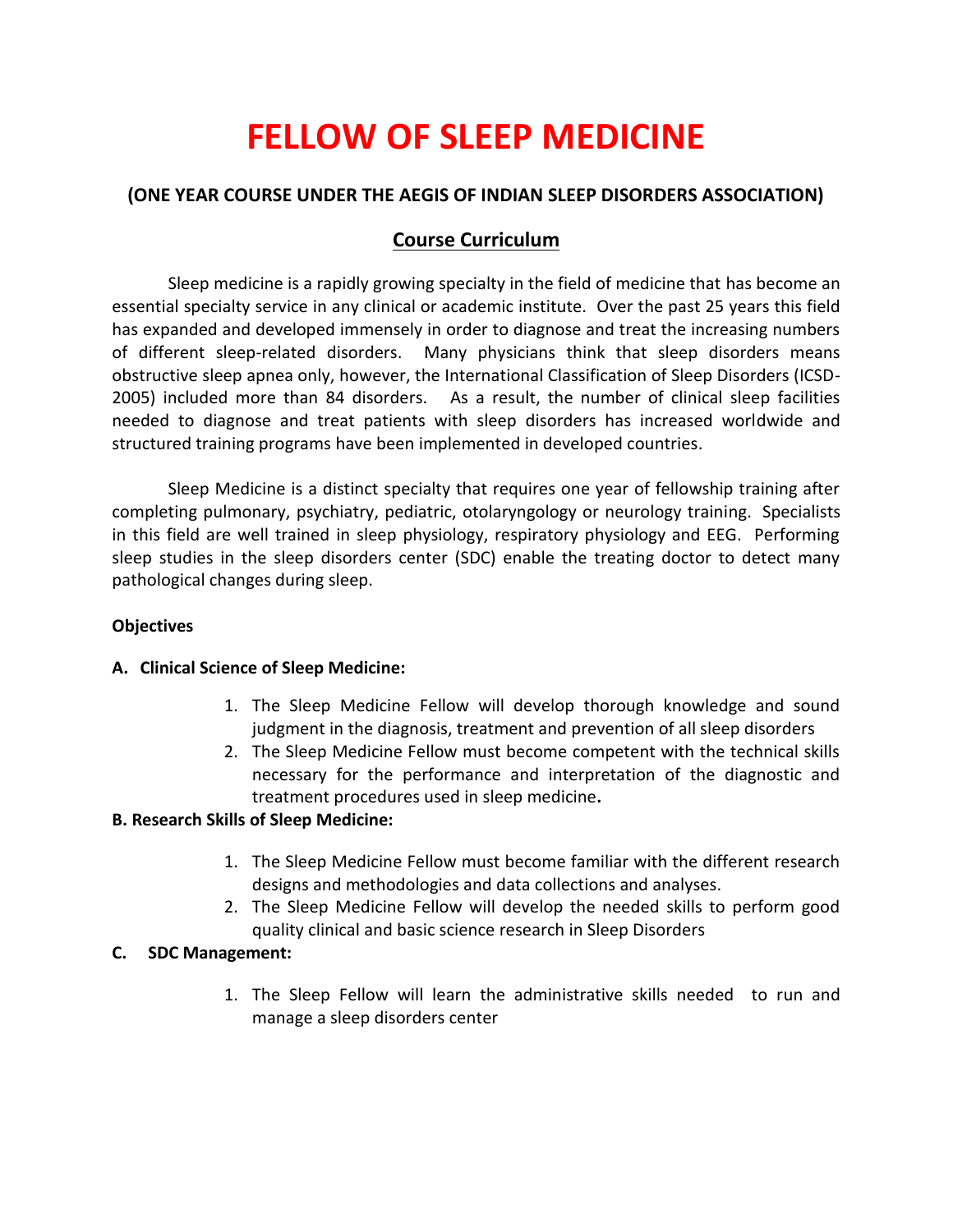# FELLOW OF SLEEP MEDICINE

### (ONE YEAR COURSE UNDER THE AEGIS OF INDIAN SLEEP DISORDERS ASSOCIATION)

## Course Curriculum

Sleep medicine is a rapidly growing specialty in the field of medicine that has become an essential specialty service in any clinical or academic institute. Over the past 25 years this field has expanded and developed immensely in order to diagnose and treat the increasing numbers of different sleep-related disorders. Many physicians think that sleep disorders means obstructive sleep apnea only, however, the International Classification of Sleep Disorders (ICSD-2005) included more than 84 disorders. As a result, the number of clinical sleep facilities needed to diagnose and treat patients with sleep disorders has increased worldwide and structured training programs have been implemented in developed countries.

Sleep Medicine is a distinct specialty that requires one year of fellowship training after completing pulmonary, psychiatry, pediatric, otolaryngology or neurology training. Specialists in this field are well trained in sleep physiology, respiratory physiology and EEG. Performing sleep studies in the sleep disorders center (SDC) enable the treating doctor to detect many pathological changes during sleep.

**Objectives**

**A. Clinical Science of Sleep Medicine:**

1. The Sleep Medicine Fellow will develop thorough knowledge and sound judgment in the diagnosis, treatment and prevention of all sleep disorders
2. The Sleep Medicine Fellow must become competent with the technical skills necessary for the performance and interpretation of the diagnostic and treatment procedures used in sleep medicine**.**

**B. Research Skills of Sleep Medicine:**

1. The Sleep Medicine Fellow must become familiar with the different research designs and methodologies and data collections and analyses.
2. The Sleep Medicine Fellow will develop the needed skills to perform good quality clinical and basic science research in Sleep Disorders

**C. SDC Management:**

1. The Sleep Fellow will learn the administrative skills needed to run and manage a sleep disorders center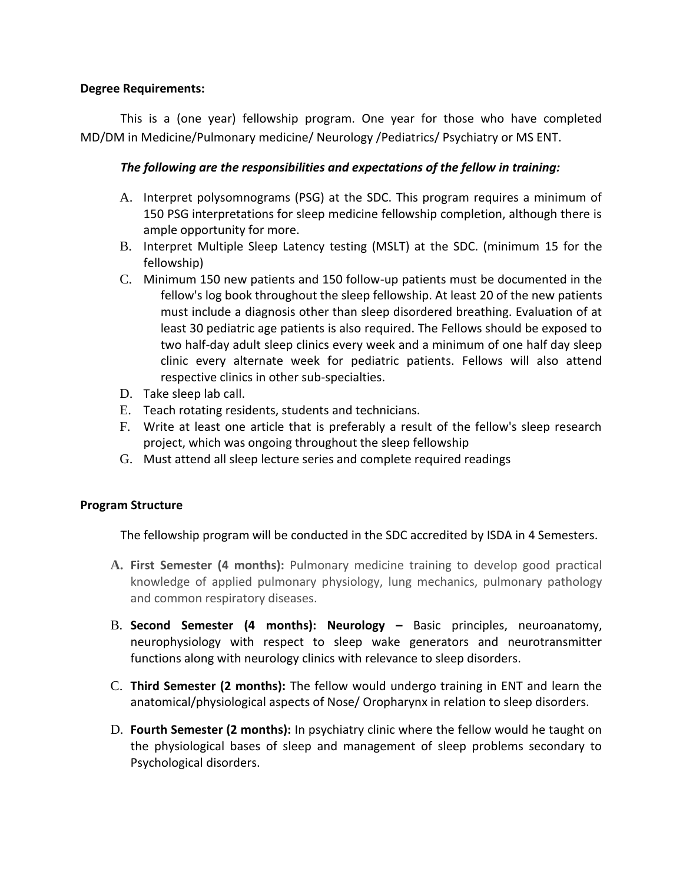**Degree Requirements:**

This is a (one year) fellowship program. One year for those who have completed MD/DM in Medicine/Pulmonary medicine/ Neurology /Pediatrics/ Psychiatry or MS ENT.

***The following are the responsibilities and expectations of the fellow in training:***

A. Interpret polysomnograms (PSG) at the SDC. This program requires a minimum of 150 PSG interpretations for sleep medicine fellowship completion, although there is ample opportunity for more.
B. Interpret Multiple Sleep Latency testing (MSLT) at the SDC. (minimum 15 for the fellowship)
C. Minimum 150 new patients and 150 follow-up patients must be documented in the fellow's log book throughout the sleep fellowship. At least 20 of the new patients must include a diagnosis other than sleep disordered breathing. Evaluation of at least 30 pediatric age patients is also required. The Fellows should be exposed to two half-day adult sleep clinics every week and a minimum of one half day sleep clinic every alternate week for pediatric patients. Fellows will also attend respective clinics in other sub-specialties.
D. Take sleep lab call.
E. Teach rotating residents, students and technicians.
F. Write at least one article that is preferably a result of the fellow's sleep research project, which was ongoing throughout the sleep fellowship
G. Must attend all sleep lecture series and complete required readings

**Program Structure**

The fellowship program will be conducted in the SDC accredited by ISDA in 4 Semesters.

A. **First Semester (4 months):** Pulmonary medicine training to develop good practical knowledge of applied pulmonary physiology, lung mechanics, pulmonary pathology and common respiratory diseases.

B. **Second Semester (4 months): Neurology –** Basic principles, neuroanatomy, neurophysiology with respect to sleep wake generators and neurotransmitter functions along with neurology clinics with relevance to sleep disorders.

C. **Third Semester (2 months):** The fellow would undergo training in ENT and learn the anatomical/physiological aspects of Nose/ Oropharynx in relation to sleep disorders.

D. **Fourth Semester (2 months):** In psychiatry clinic where the fellow would he taught on the physiological bases of sleep and management of sleep problems secondary to Psychological disorders.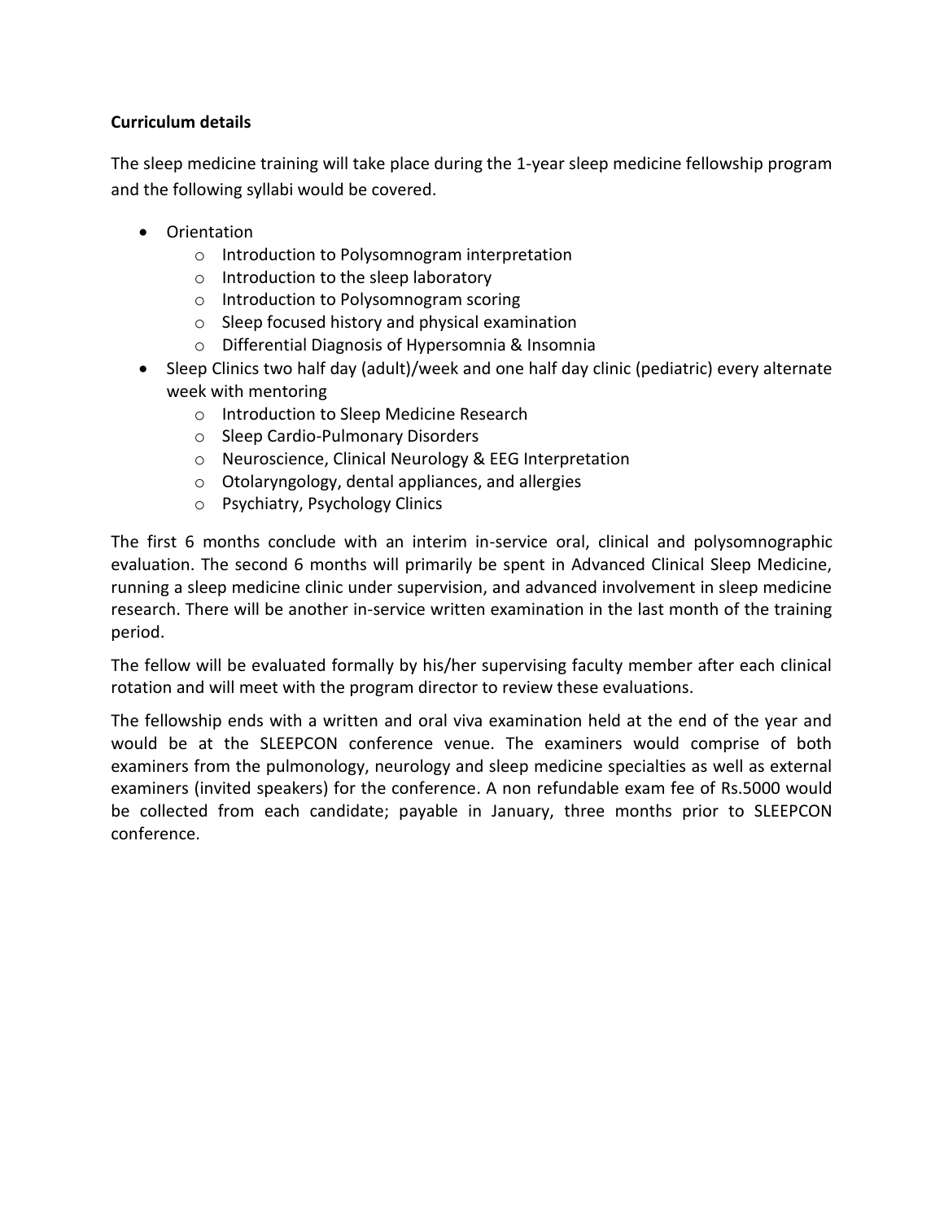**Curriculum details**

The sleep medicine training will take place during the 1-year sleep medicine fellowship program and the following syllabi would be covered.

- Orientation
  - Introduction to Polysomnogram interpretation
  - Introduction to the sleep laboratory
  - Introduction to Polysomnogram scoring
  - Sleep focused history and physical examination
  - Differential Diagnosis of Hypersomnia & Insomnia
- Sleep Clinics two half day (adult)/week and one half day clinic (pediatric) every alternate week with mentoring
  - Introduction to Sleep Medicine Research
  - Sleep Cardio-Pulmonary Disorders
  - Neuroscience, Clinical Neurology & EEG Interpretation
  - Otolaryngology, dental appliances, and allergies
  - Psychiatry, Psychology Clinics

The first 6 months conclude with an interim in-service oral, clinical and polysomnographic evaluation. The second 6 months will primarily be spent in Advanced Clinical Sleep Medicine, running a sleep medicine clinic under supervision, and advanced involvement in sleep medicine research. There will be another in-service written examination in the last month of the training period.

The fellow will be evaluated formally by his/her supervising faculty member after each clinical rotation and will meet with the program director to review these evaluations.

The fellowship ends with a written and oral viva examination held at the end of the year and would be at the SLEEPCON conference venue. The examiners would comprise of both examiners from the pulmonology, neurology and sleep medicine specialties as well as external examiners (invited speakers) for the conference. A non refundable exam fee of Rs.5000 would be collected from each candidate; payable in January, three months prior to SLEEPCON conference.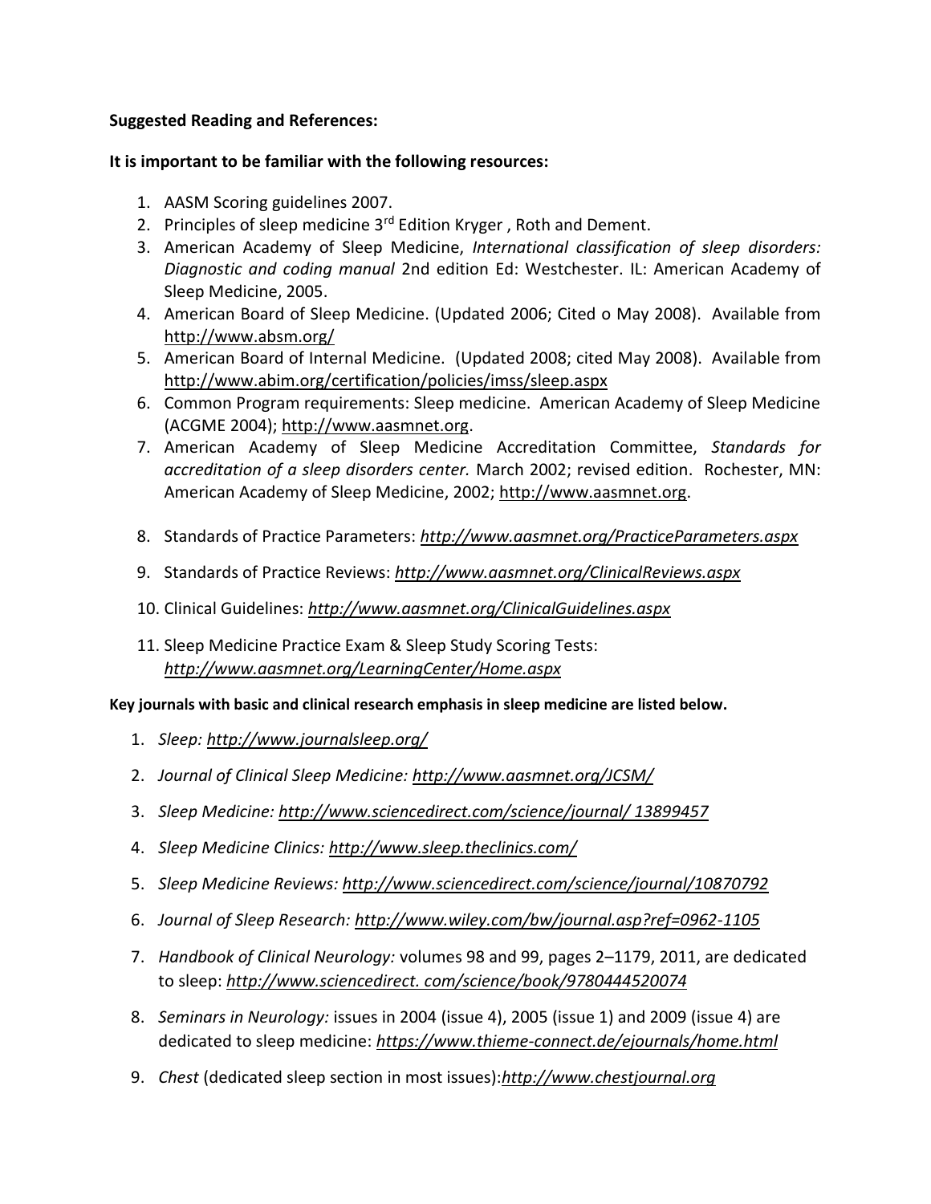**Suggested Reading and References:**

**It is important to be familiar with the following resources:**

1. AASM Scoring guidelines 2007.
2. Principles of sleep medicine 3rd Edition Kryger , Roth and Dement.
3. American Academy of Sleep Medicine, *International classification of sleep disorders: Diagnostic and coding manual* 2nd edition Ed: Westchester. IL: American Academy of Sleep Medicine, 2005.
4. American Board of Sleep Medicine. (Updated 2006; Cited o May 2008). Available from http://www.absm.org/
5. American Board of Internal Medicine. (Updated 2008; cited May 2008). Available from http://www.abim.org/certification/policies/imss/sleep.aspx
6. Common Program requirements: Sleep medicine. American Academy of Sleep Medicine (ACGME 2004); http://www.aasmnet.org.
7. American Academy of Sleep Medicine Accreditation Committee, *Standards for accreditation of a sleep disorders center.* March 2002; revised edition. Rochester, MN: American Academy of Sleep Medicine, 2002; http://www.aasmnet.org.
8. Standards of Practice Parameters: *http://www.aasmnet.org/PracticeParameters.aspx*
9. Standards of Practice Reviews: *http://www.aasmnet.org/ClinicalReviews.aspx*
10. Clinical Guidelines: *http://www.aasmnet.org/ClinicalGuidelines.aspx*
11. Sleep Medicine Practice Exam & Sleep Study Scoring Tests: *http://www.aasmnet.org/LearningCenter/Home.aspx*

**Key journals with basic and clinical research emphasis in sleep medicine are listed below.**

1. *Sleep: http://www.journalsleep.org/*
2. *Journal of Clinical Sleep Medicine: http://www.aasmnet.org/JCSM/*
3. *Sleep Medicine: http://www.sciencedirect.com/science/journal/ 13899457*
4. *Sleep Medicine Clinics: http://www.sleep.theclinics.com/*
5. *Sleep Medicine Reviews: http://www.sciencedirect.com/science/journal/10870792*
6. *Journal of Sleep Research: http://www.wiley.com/bw/journal.asp?ref=0962-1105*
7. *Handbook of Clinical Neurology:* volumes 98 and 99, pages 2–1179, 2011, are dedicated to sleep: *http://www.sciencedirect. com/science/book/9780444520074*
8. *Seminars in Neurology:* issues in 2004 (issue 4), 2005 (issue 1) and 2009 (issue 4) are dedicated to sleep medicine: *https://www.thieme-connect.de/ejournals/home.html*
9. *Chest* (dedicated sleep section in most issues):*http://www.chestjournal.org*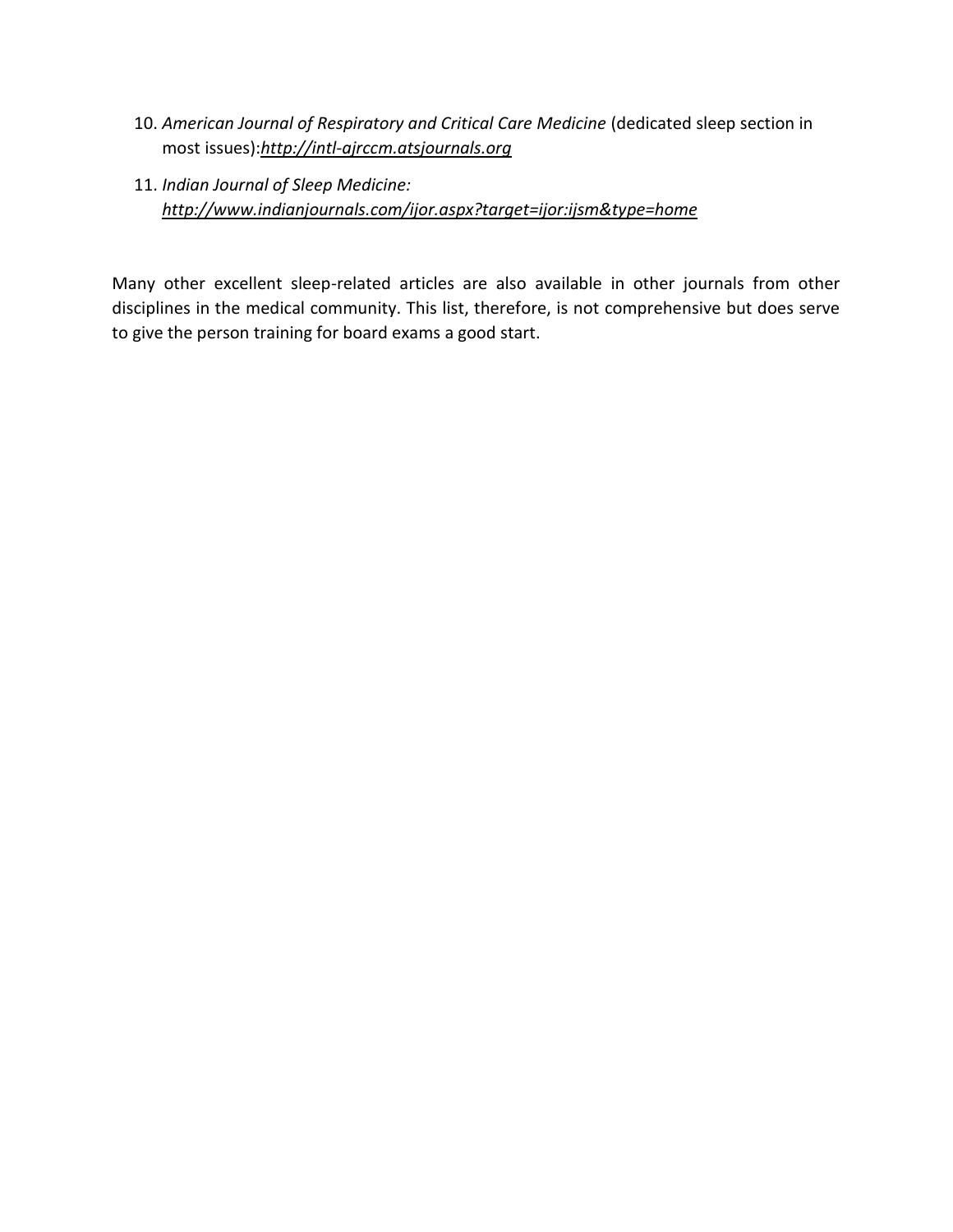10. *American Journal of Respiratory and Critical Care Medicine* (dedicated sleep section in most issues):*http://intl-ajrccm.atsjournals.org*

11. *Indian Journal of Sleep Medicine: http://www.indianjournals.com/ijor.aspx?target=ijor:ijsm&type=home*

Many other excellent sleep-related articles are also available in other journals from other disciplines in the medical community. This list, therefore, is not comprehensive but does serve to give the person training for board exams a good start.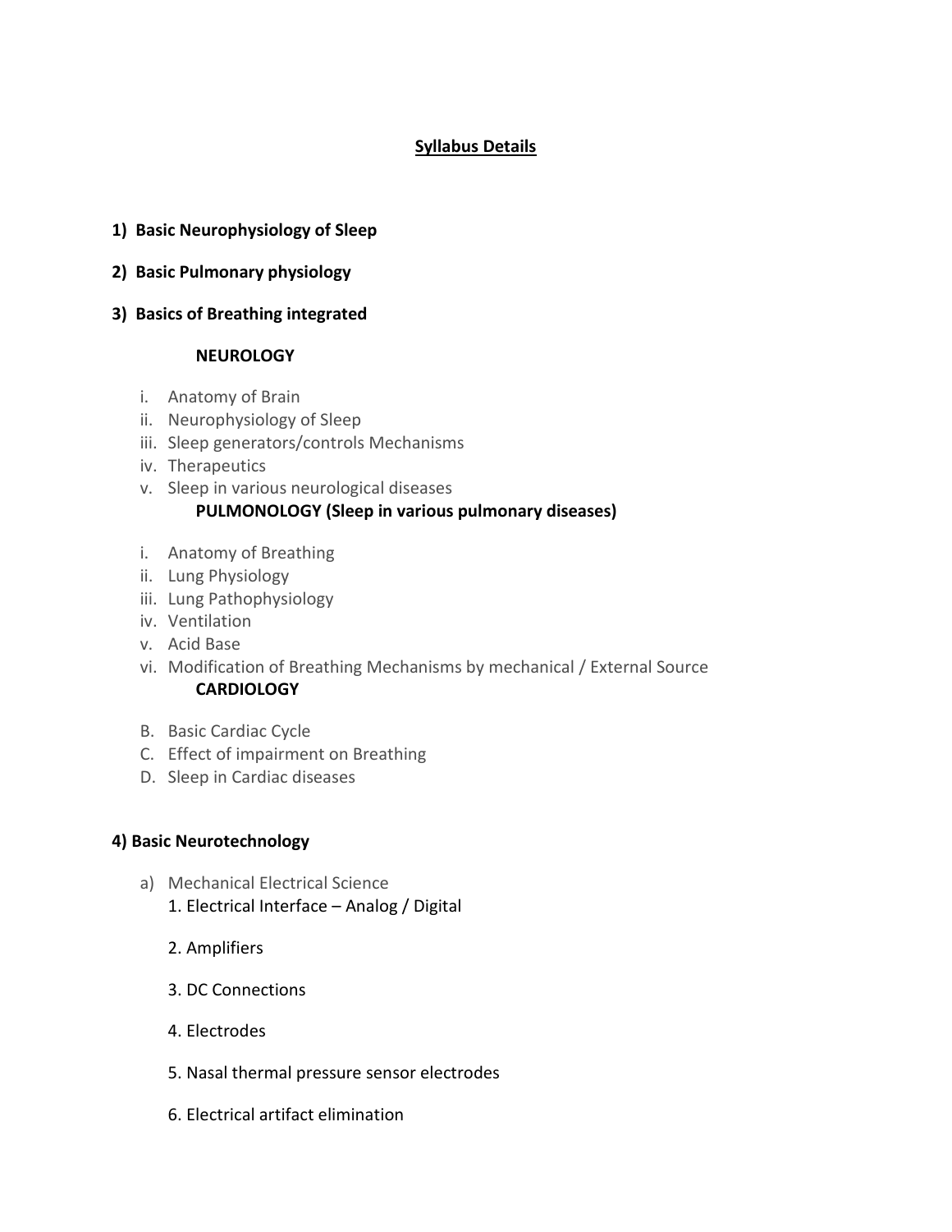# Syllabus Details

**1) Basic Neurophysiology of Sleep**

**2) Basic Pulmonary physiology**

**3) Basics of Breathing integrated**

**NEUROLOGY**

i. Anatomy of Brain
ii. Neurophysiology of Sleep
iii. Sleep generators/controls Mechanisms
iv. Therapeutics
v. Sleep in various neurological diseases

**PULMONOLOGY (Sleep in various pulmonary diseases)**

i. Anatomy of Breathing
ii. Lung Physiology
iii. Lung Pathophysiology
iv. Ventilation
v. Acid Base
vi. Modification of Breathing Mechanisms by mechanical / External Source

**CARDIOLOGY**

B. Basic Cardiac Cycle
C. Effect of impairment on Breathing
D. Sleep in Cardiac diseases

**4) Basic Neurotechnology**

a) Mechanical Electrical Science
   1. Electrical Interface – Analog / Digital
   2. Amplifiers
   3. DC Connections
   4. Electrodes
   5. Nasal thermal pressure sensor electrodes
   6. Electrical artifact elimination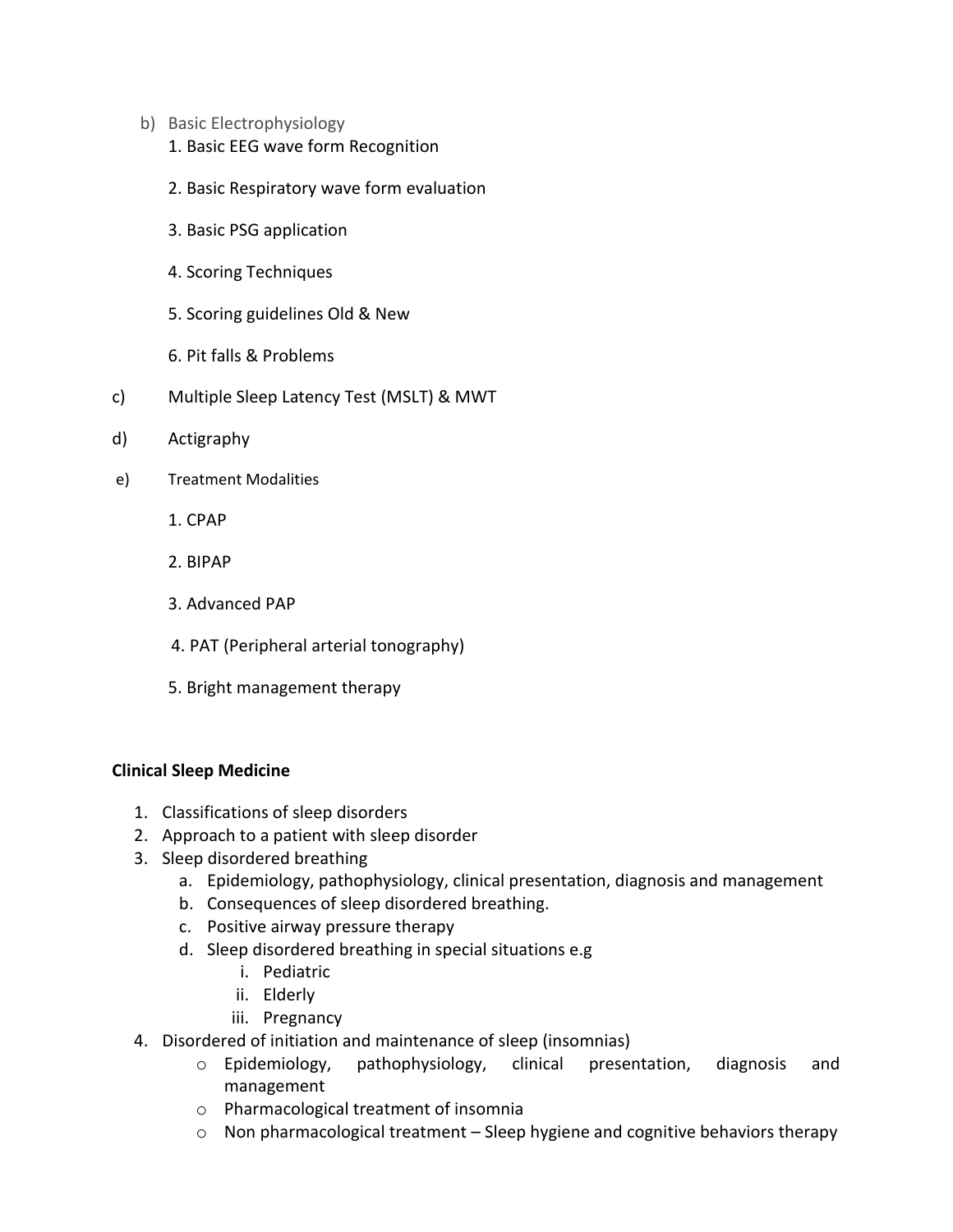b) Basic Electrophysiology

1. Basic EEG wave form Recognition
2. Basic Respiratory wave form evaluation
3. Basic PSG application
4. Scoring Techniques
5. Scoring guidelines Old & New
6. Pit falls & Problems

c) Multiple Sleep Latency Test (MSLT) & MWT

d) Actigraphy

e) Treatment Modalities

1. CPAP
2. BIPAP
3. Advanced PAP
4. PAT (Peripheral arterial tonography)
5. Bright management therapy

**Clinical Sleep Medicine**

1. Classifications of sleep disorders
2. Approach to a patient with sleep disorder
3. Sleep disordered breathing
    a. Epidemiology, pathophysiology, clinical presentation, diagnosis and management
    b. Consequences of sleep disordered breathing.
    c. Positive airway pressure therapy
    d. Sleep disordered breathing in special situations e.g
        i. Pediatric
        ii. Elderly
        iii. Pregnancy
4. Disordered of initiation and maintenance of sleep (insomnias)
    - Epidemiology, pathophysiology, clinical presentation, diagnosis and management
    - Pharmacological treatment of insomnia
    - Non pharmacological treatment – Sleep hygiene and cognitive behaviors therapy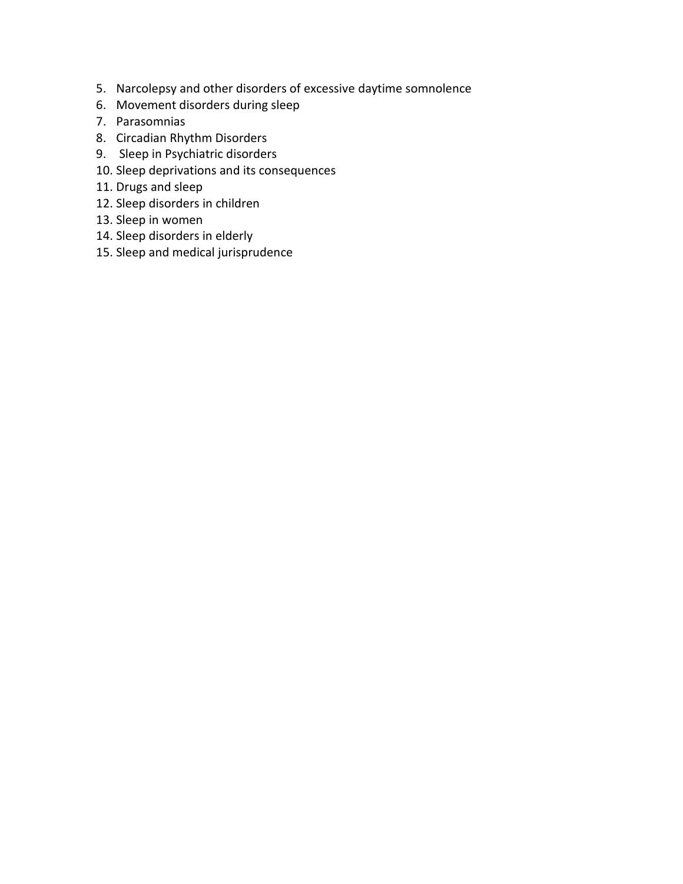5. Narcolepsy and other disorders of excessive daytime somnolence
6. Movement disorders during sleep
7. Parasomnias
8. Circadian Rhythm Disorders
9. Sleep in Psychiatric disorders
10. Sleep deprivations and its consequences
11. Drugs and sleep
12. Sleep disorders in children
13. Sleep in women
14. Sleep disorders in elderly
15. Sleep and medical jurisprudence